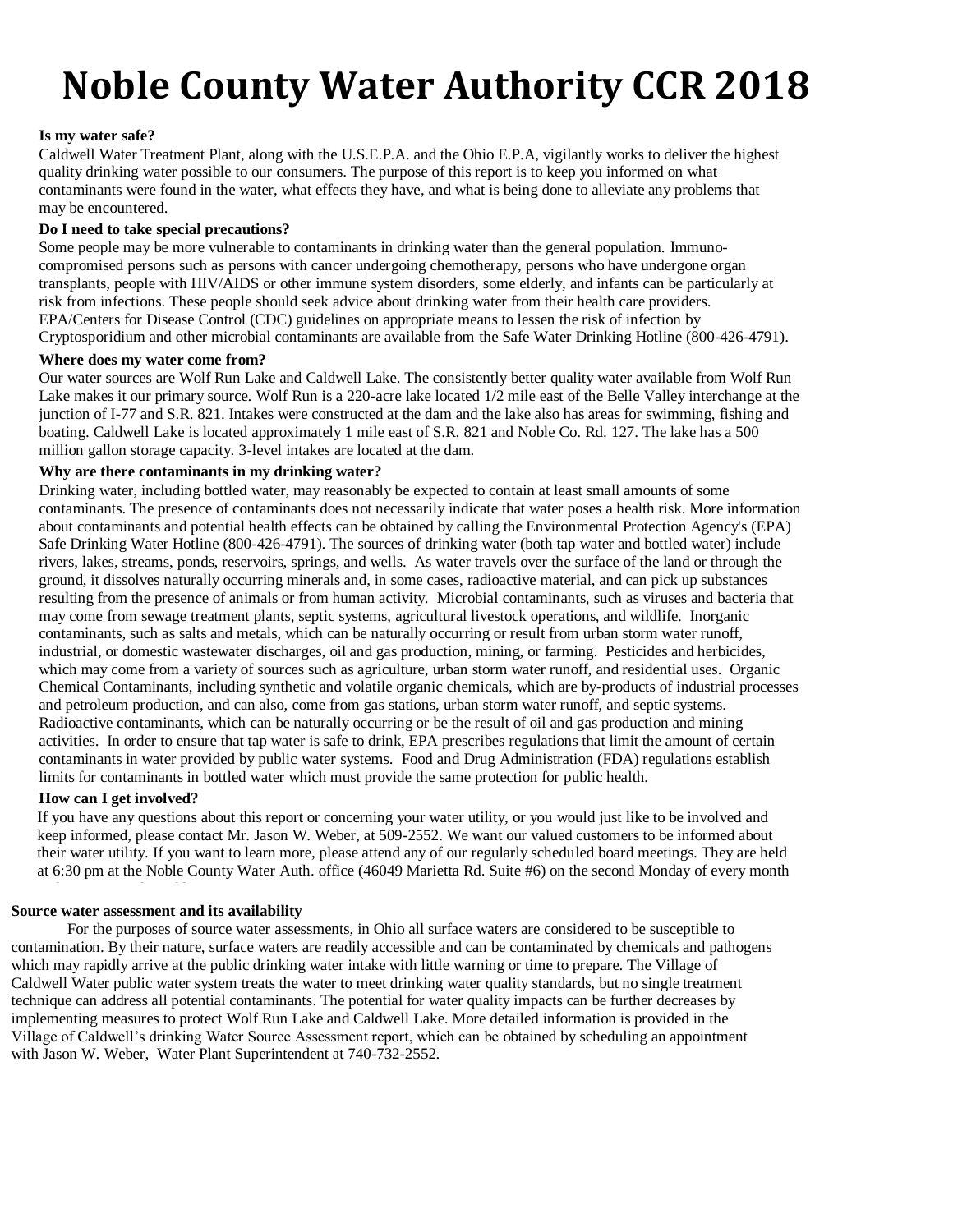# Noble County Water Authority CCR 2018

**Is my water safe?**

Caldwell Water Treatment Plant, along with the U.S.E.P.A. and the Ohio E.P.A, vigilantly works to deliver the highest quality drinking water possible to our consumers. The purpose of this report is to keep you informed on what contaminants were found in the water, what effects they have, and what is being done to alleviate any problems that may be encountered.

**Do I need to take special precautions?**

Some people may be more vulnerable to contaminants in drinking water than the general population. Immuno-compromised persons such as persons with cancer undergoing chemotherapy, persons who have undergone organ transplants, people with HIV/AIDS or other immune system disorders, some elderly, and infants can be particularly at risk from infections. These people should seek advice about drinking water from their health care providers. EPA/Centers for Disease Control (CDC) guidelines on appropriate means to lessen the risk of infection by Cryptosporidium and other microbial contaminants are available from the Safe Water Drinking Hotline (800-426-4791).

**Where does my water come from?**

Our water sources are Wolf Run Lake and Caldwell Lake. The consistently better quality water available from Wolf Run Lake makes it our primary source. Wolf Run is a 220-acre lake located 1/2 mile east of the Belle Valley interchange at the junction of I-77 and S.R. 821. Intakes were constructed at the dam and the lake also has areas for swimming, fishing and boating. Caldwell Lake is located approximately 1 mile east of S.R. 821 and Noble Co. Rd. 127. The lake has a 500 million gallon storage capacity. 3-level intakes are located at the dam.

**Why are there contaminants in my drinking water?**

Drinking water, including bottled water, may reasonably be expected to contain at least small amounts of some contaminants. The presence of contaminants does not necessarily indicate that water poses a health risk. More information about contaminants and potential health effects can be obtained by calling the Environmental Protection Agency's (EPA) Safe Drinking Water Hotline (800-426-4791). The sources of drinking water (both tap water and bottled water) include rivers, lakes, streams, ponds, reservoirs, springs, and wells. As water travels over the surface of the land or through the ground, it dissolves naturally occurring minerals and, in some cases, radioactive material, and can pick up substances resulting from the presence of animals or from human activity. Microbial contaminants, such as viruses and bacteria that may come from sewage treatment plants, septic systems, agricultural livestock operations, and wildlife. Inorganic contaminants, such as salts and metals, which can be naturally occurring or result from urban storm water runoff, industrial, or domestic wastewater discharges, oil and gas production, mining, or farming. Pesticides and herbicides, which may come from a variety of sources such as agriculture, urban storm water runoff, and residential uses. Organic Chemical Contaminants, including synthetic and volatile organic chemicals, which are by-products of industrial processes and petroleum production, and can also, come from gas stations, urban storm water runoff, and septic systems. Radioactive contaminants, which can be naturally occurring or be the result of oil and gas production and mining activities. In order to ensure that tap water is safe to drink, EPA prescribes regulations that limit the amount of certain contaminants in water provided by public water systems. Food and Drug Administration (FDA) regulations establish limits for contaminants in bottled water which must provide the same protection for public health.

**How can I get involved?**

If you have any questions about this report or concerning your water utility, or you would just like to be involved and keep informed, please contact Mr. Jason W. Weber, at 509-2552. We want our valued customers to be informed about their water utility. If you want to learn more, please attend any of our regularly scheduled board meetings. They are held at 6:30 pm at the Noble County Water Auth. office (46049 Marietta Rd. Suite #6) on the second Monday of every month

**Source water assessment and its availability**

For the purposes of source water assessments, in Ohio all surface waters are considered to be susceptible to contamination. By their nature, surface waters are readily accessible and can be contaminated by chemicals and pathogens which may rapidly arrive at the public drinking water intake with little warning or time to prepare. The Village of Caldwell Water public water system treats the water to meet drinking water quality standards, but no single treatment technique can address all potential contaminants. The potential for water quality impacts can be further decreases by implementing measures to protect Wolf Run Lake and Caldwell Lake. More detailed information is provided in the Village of Caldwell's drinking Water Source Assessment report, which can be obtained by scheduling an appointment with Jason W. Weber, Water Plant Superintendent at 740-732-2552.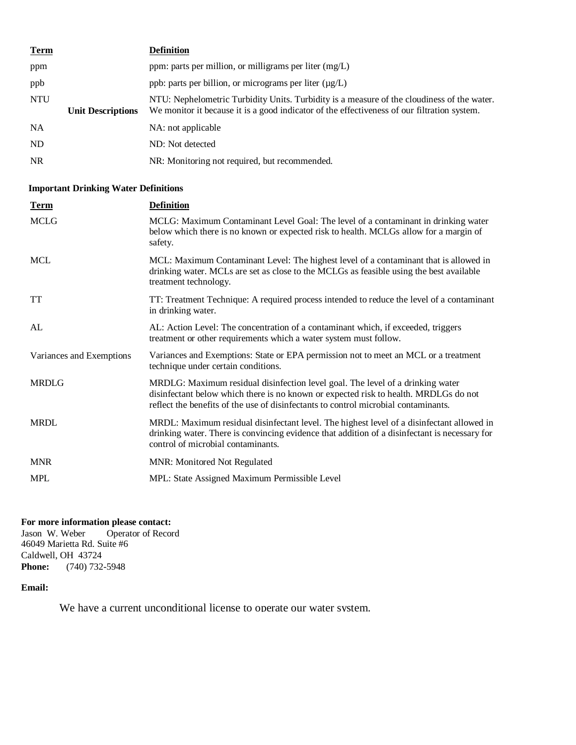### Unit Descriptions

| Term | Definition |
|---|---|
| ppm | ppm: parts per million, or milligrams per liter (mg/L) |
| ppb | ppb: parts per billion, or micrograms per liter (µg/L) |
| NTU | NTU: Nephelometric Turbidity Units. Turbidity is a measure of the cloudiness of the water. We monitor it because it is a good indicator of the effectiveness of our filtration system. |
| NA | NA: not applicable |
| ND | ND: Not detected |
| NR | NR: Monitoring not required, but recommended. |

### Important Drinking Water Definitions

| Term | Definition |
|---|---|
| MCLG | MCLG: Maximum Contaminant Level Goal: The level of a contaminant in drinking water below which there is no known or expected risk to health. MCLGs allow for a margin of safety. |
| MCL | MCL: Maximum Contaminant Level: The highest level of a contaminant that is allowed in drinking water. MCLs are set as close to the MCLGs as feasible using the best available treatment technology. |
| TT | TT: Treatment Technique: A required process intended to reduce the level of a contaminant in drinking water. |
| AL | AL: Action Level: The concentration of a contaminant which, if exceeded, triggers treatment or other requirements which a water system must follow. |
| Variances and Exemptions | Variances and Exemptions: State or EPA permission not to meet an MCL or a treatment technique under certain conditions. |
| MRDLG | MRDLG: Maximum residual disinfection level goal. The level of a drinking water disinfectant below which there is no known or expected risk to health. MRDLGs do not reflect the benefits of the use of disinfectants to control microbial contaminants. |
| MRDL | MRDL: Maximum residual disinfectant level. The highest level of a disinfectant allowed in drinking water. There is convincing evidence that addition of a disinfectant is necessary for control of microbial contaminants. |
| MNR | MNR: Monitored Not Regulated |
| MPL | MPL: State Assigned Maximum Permissible Level |

**For more information please contact:**
Jason W. Weber Operator of Record
46049 Marietta Rd. Suite #6
Caldwell, OH 43724
**Phone:** (740) 732-5948

**Email:**

We have a current unconditional license to operate our water system.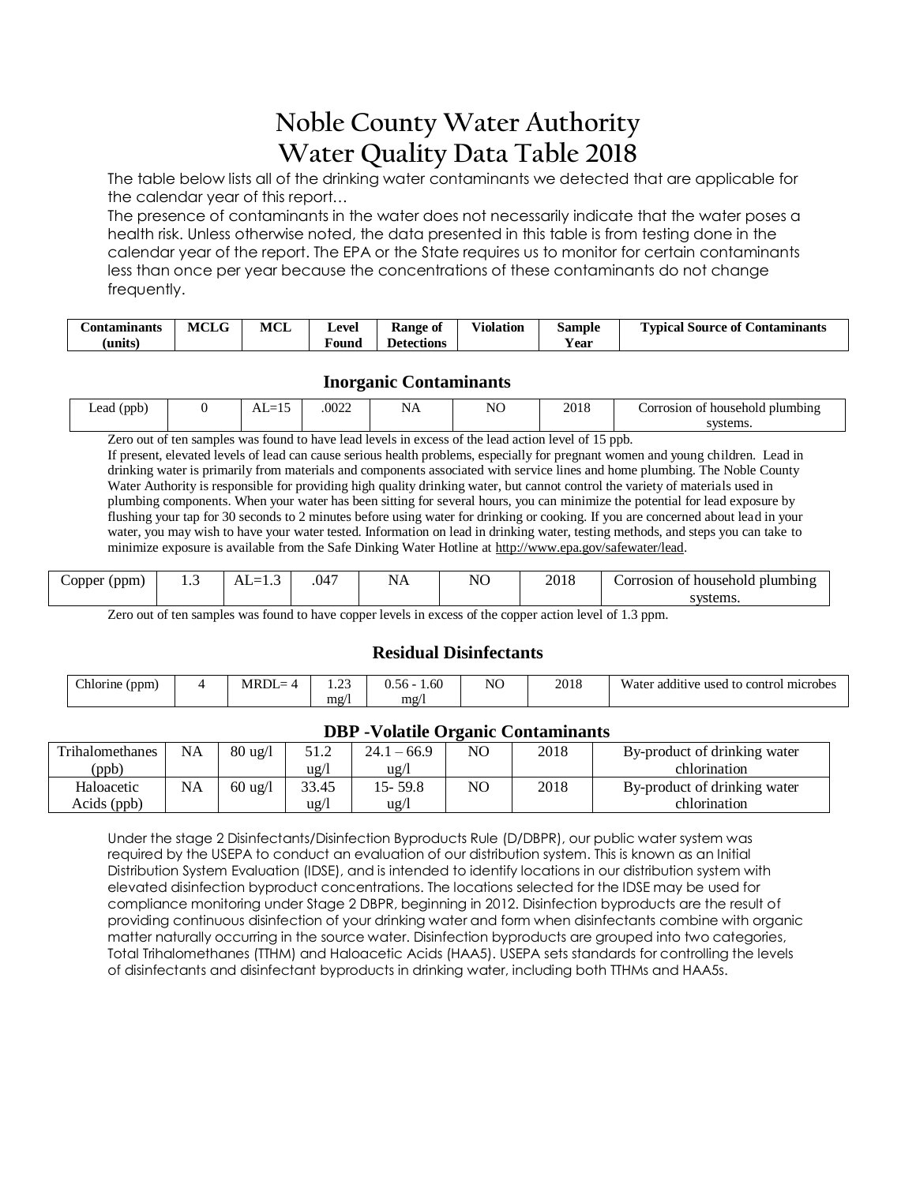# Noble County Water Authority
# Water Quality Data Table 2018

The table below lists all of the drinking water contaminants we detected that are applicable for the calendar year of this report…

The presence of contaminants in the water does not necessarily indicate that the water poses a health risk. Unless otherwise noted, the data presented in this table is from testing done in the calendar year of the report. The EPA or the State requires us to monitor for certain contaminants less than once per year because the concentrations of these contaminants do not change frequently.

| Contaminants (units) | MCLG | MCL | Level Found | Range of Detections | Violation | Sample Year | Typical Source of Contaminants |
|---|---|---|---|---|---|---|---|

### Inorganic Contaminants

| Contaminants (units) | MCLG | MCL | Level Found | Range of Detections | Violation | Sample Year | Typical Source of Contaminants |
|---|---|---|---|---|---|---|---|
| Lead (ppb) | 0 | AL=15 | .0022 | NA | NO | 2018 | Corrosion of household plumbing systems. |

Zero out of ten samples was found to have lead levels in excess of the lead action level of 15 ppb.

If present, elevated levels of lead can cause serious health problems, especially for pregnant women and young children. Lead in drinking water is primarily from materials and components associated with service lines and home plumbing. The Noble County Water Authority is responsible for providing high quality drinking water, but cannot control the variety of materials used in plumbing components. When your water has been sitting for several hours, you can minimize the potential for lead exposure by flushing your tap for 30 seconds to 2 minutes before using water for drinking or cooking. If you are concerned about lead in your water, you may wish to have your water tested. Information on lead in drinking water, testing methods, and steps you can take to minimize exposure is available from the Safe Dinking Water Hotline at http://www.epa.gov/safewater/lead.

| Contaminants (units) | MCLG | MCL | Level Found | Range of Detections | Violation | Sample Year | Typical Source of Contaminants |
|---|---|---|---|---|---|---|---|
| Copper (ppm) | 1.3 | AL=1.3 | .047 | NA | NO | 2018 | Corrosion of household plumbing systems. |

Zero out of ten samples was found to have copper levels in excess of the copper action level of 1.3 ppm.

### Residual Disinfectants

| Contaminants (units) | MCLG | MCL | Level Found | Range of Detections | Violation | Sample Year | Typical Source of Contaminants |
|---|---|---|---|---|---|---|---|
| Chlorine (ppm) | 4 | MRDL= 4 | 1.23 mg/l | 0.56 - 1.60 mg/l | NO | 2018 | Water additive used to control microbes |

### DBP -Volatile Organic Contaminants

| Contaminants (units) | MCLG | MCL | Level Found | Range of Detections | Violation | Sample Year | Typical Source of Contaminants |
|---|---|---|---|---|---|---|---|
| Trihalomethanes (ppb) | NA | 80 ug/l | 51.2 ug/l | 24.1 – 66.9 ug/l | NO | 2018 | By-product of drinking water chlorination |
| Haloacetic Acids (ppb) | NA | 60 ug/l | 33.45 ug/l | 15- 59.8 ug/l | NO | 2018 | By-product of drinking water chlorination |

Under the stage 2 Disinfectants/Disinfection Byproducts Rule (D/DBPR), our public water system was required by the USEPA to conduct an evaluation of our distribution system. This is known as an Initial Distribution System Evaluation (IDSE), and is intended to identify locations in our distribution system with elevated disinfection byproduct concentrations. The locations selected for the IDSE may be used for compliance monitoring under Stage 2 DBPR, beginning in 2012. Disinfection byproducts are the result of providing continuous disinfection of your drinking water and form when disinfectants combine with organic matter naturally occurring in the source water. Disinfection byproducts are grouped into two categories, Total Trihalomethanes (TTHM) and Haloacetic Acids (HAA5). USEPA sets standards for controlling the levels of disinfectants and disinfectant byproducts in drinking water, including both TTHMs and HAA5s.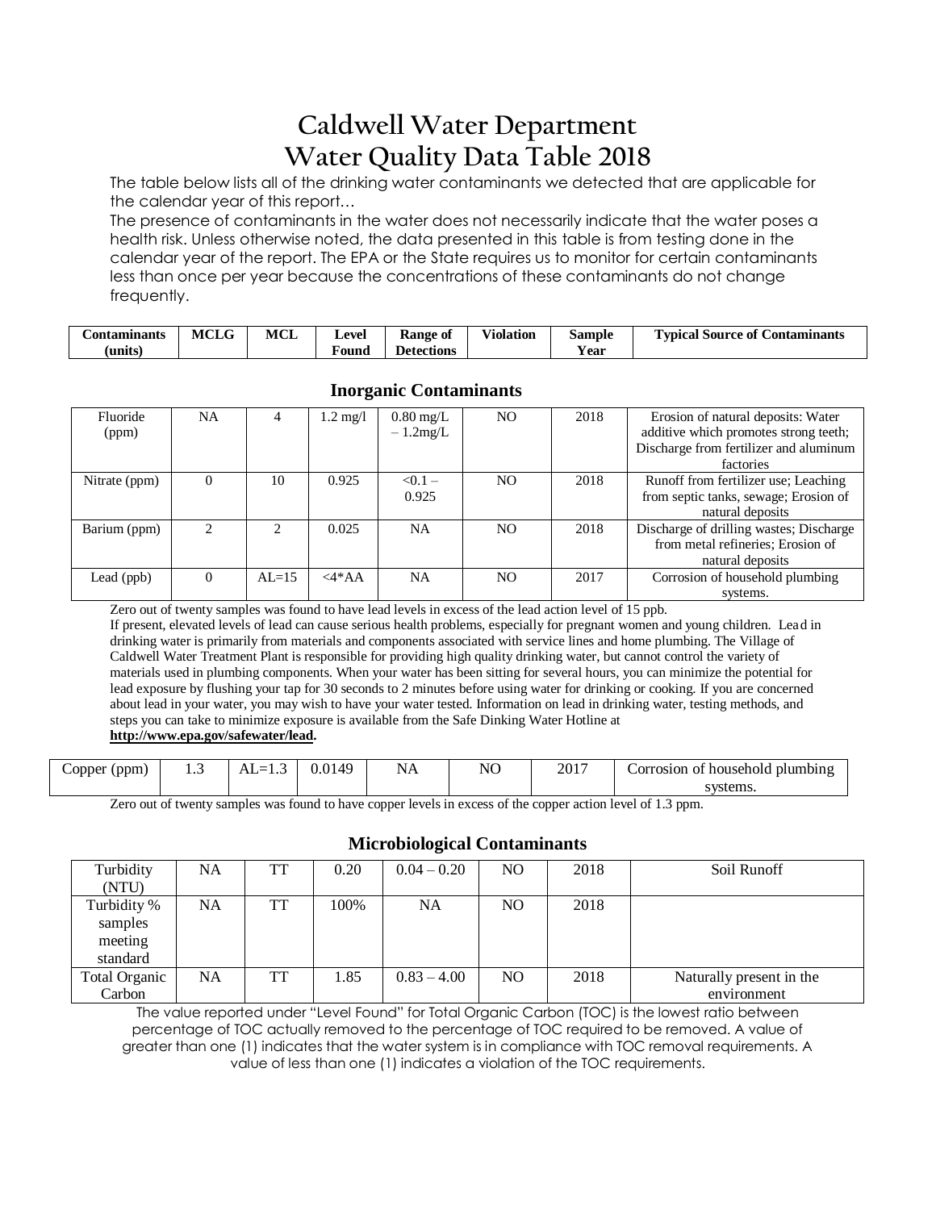# Caldwell Water Department
# Water Quality Data Table 2018

The table below lists all of the drinking water contaminants we detected that are applicable for the calendar year of this report…

The presence of contaminants in the water does not necessarily indicate that the water poses a health risk. Unless otherwise noted, the data presented in this table is from testing done in the calendar year of the report. The EPA or the State requires us to monitor for certain contaminants less than once per year because the concentrations of these contaminants do not change frequently.

| Contaminants (units) | MCLG | MCL | Level Found | Range of Detections | Violation | Sample Year | Typical Source of Contaminants |
|---|---|---|---|---|---|---|---|
| **Inorganic Contaminants** | | | | | | | |
| Fluoride (ppm) | NA | 4 | 1.2 mg/l | 0.80 mg/L – 1.2mg/L | NO | 2018 | Erosion of natural deposits: Water additive which promotes strong teeth; Discharge from fertilizer and aluminum factories |
| Nitrate (ppm) | 0 | 10 | 0.925 | <0.1 – 0.925 | NO | 2018 | Runoff from fertilizer use; Leaching from septic tanks, sewage; Erosion of natural deposits |
| Barium (ppm) | 2 | 2 | 0.025 | NA | NO | 2018 | Discharge of drilling wastes; Discharge from metal refineries; Erosion of natural deposits |
| Lead (ppb) | 0 | AL=15 | <4*AA | NA | NO | 2017 | Corrosion of household plumbing systems. |

Zero out of twenty samples was found to have lead levels in excess of the lead action level of 15 ppb.

If present, elevated levels of lead can cause serious health problems, especially for pregnant women and young children. Lead in drinking water is primarily from materials and components associated with service lines and home plumbing. The Village of Caldwell Water Treatment Plant is responsible for providing high quality drinking water, but cannot control the variety of materials used in plumbing components. When your water has been sitting for several hours, you can minimize the potential for lead exposure by flushing your tap for 30 seconds to 2 minutes before using water for drinking or cooking. If you are concerned about lead in your water, you may wish to have your water tested. Information on lead in drinking water, testing methods, and steps you can take to minimize exposure is available from the Safe Dinking Water Hotline at **http://www.epa.gov/safewater/lead.**

| Contaminants (units) | MCLG | MCL | Level Found | Range of Detections | Violation | Sample Year | Typical Source of Contaminants |
|---|---|---|---|---|---|---|---|
| Copper (ppm) | 1.3 | AL=1.3 | 0.0149 | NA | NO | 2017 | Corrosion of household plumbing systems. |

Zero out of twenty samples was found to have copper levels in excess of the copper action level of 1.3 ppm.

### Microbiological Contaminants

| Contaminants (units) | MCLG | MCL | Level Found | Range of Detections | Violation | Sample Year | Typical Source of Contaminants |
|---|---|---|---|---|---|---|---|
| Turbidity (NTU) | NA | TT | 0.20 | 0.04 – 0.20 | NO | 2018 | Soil Runoff |
| Turbidity % samples meeting standard | NA | TT | 100% | NA | NO | 2018 | |
| Total Organic Carbon | NA | TT | 1.85 | 0.83 – 4.00 | NO | 2018 | Naturally present in the environment |

The value reported under "Level Found" for Total Organic Carbon (TOC) is the lowest ratio between percentage of TOC actually removed to the percentage of TOC required to be removed. A value of greater than one (1) indicates that the water system is in compliance with TOC removal requirements. A value of less than one (1) indicates a violation of the TOC requirements.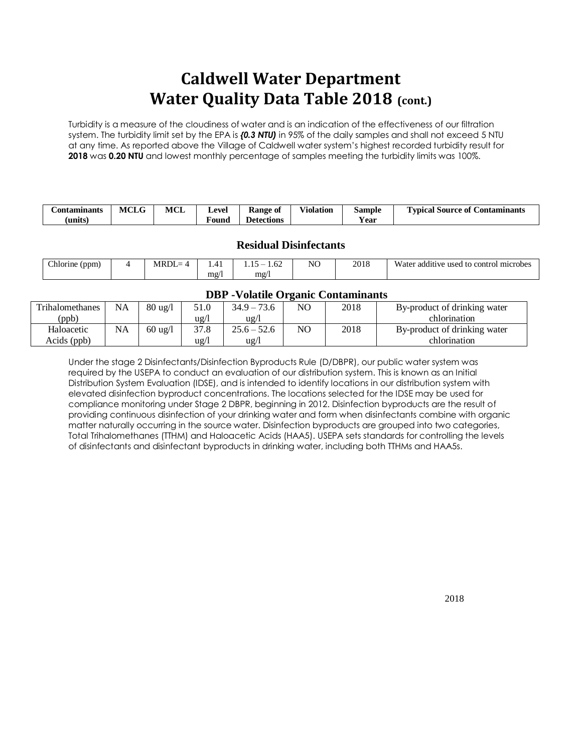# Caldwell Water Department
# Water Quality Data Table 2018 (cont.)

Turbidity is a measure of the cloudiness of water and is an indication of the effectiveness of our filtration system. The turbidity limit set by the EPA is ***(0.3 NTU)*** in 95% of the daily samples and shall not exceed 5 NTU at any time. As reported above the Village of Caldwell water system's highest recorded turbidity result for **2018** was **0.20 NTU** and lowest monthly percentage of samples meeting the turbidity limits was 100%.

| Contaminants (units) | MCLG | MCL | Level Found | Range of Detections | Violation | Sample Year | Typical Source of Contaminants |
|---|---|---|---|---|---|---|---|
| **Residual Disinfectants** | | | | | | | |
| Chlorine (ppm) | 4 | MRDL= 4 | 1.41 mg/l | 1.15 – 1.62 mg/l | NO | 2018 | Water additive used to control microbes |
| **DBP -Volatile Organic Contaminants** | | | | | | | |
| Trihalomethanes (ppb) | NA | 80 ug/l | 51.0 ug/l | 34.9 – 73.6 ug/l | NO | 2018 | By-product of drinking water chlorination |
| Haloacetic Acids (ppb) | NA | 60 ug/l | 37.8 ug/l | 25.6 – 52.6 ug/l | NO | 2018 | By-product of drinking water chlorination |

Under the stage 2 Disinfectants/Disinfection Byproducts Rule (D/DBPR), our public water system was required by the USEPA to conduct an evaluation of our distribution system. This is known as an Initial Distribution System Evaluation (IDSE), and is intended to identify locations in our distribution system with elevated disinfection byproduct concentrations. The locations selected for the IDSE may be used for compliance monitoring under Stage 2 DBPR, beginning in 2012. Disinfection byproducts are the result of providing continuous disinfection of your drinking water and form when disinfectants combine with organic matter naturally occurring in the source water. Disinfection byproducts are grouped into two categories, Total Trihalomethanes (TTHM) and Haloacetic Acids (HAA5). USEPA sets standards for controlling the levels of disinfectants and disinfectant byproducts in drinking water, including both TTHMs and HAA5s.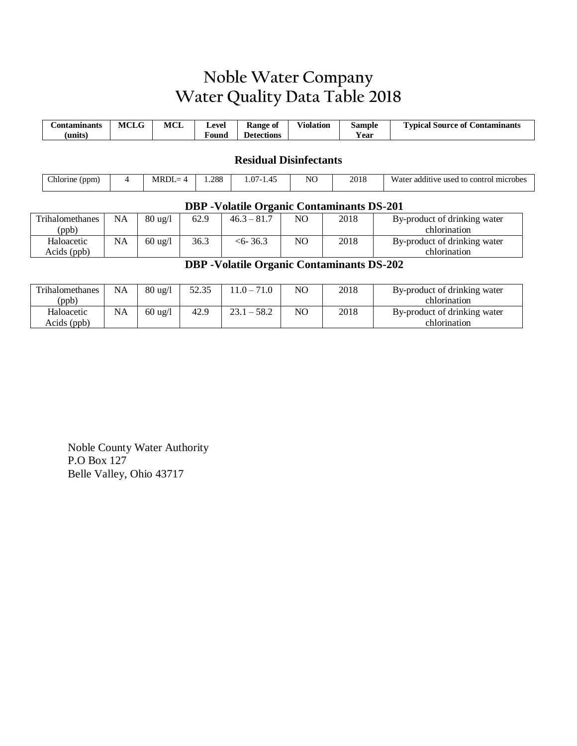# Noble Water Company
# Water Quality Data Table 2018

| Contaminants (units) | MCLG | MCL | Level Found | Range of Detections | Violation | Sample Year | Typical Source of Contaminants |
|---|---|---|---|---|---|---|---|
| **Residual Disinfectants** | | | | | | | |
| Chlorine (ppm) | 4 | MRDL= 4 | 1.288 | 1.07-1.45 | NO | 2018 | Water additive used to control microbes |
| **DBP -Volatile Organic Contaminants DS-201** | | | | | | | |
| Trihalomethanes (ppb) | NA | 80 ug/l | 62.9 | 46.3 – 81.7 | NO | 2018 | By-product of drinking water chlorination |
| Haloacetic Acids (ppb) | NA | 60 ug/l | 36.3 | <6- 36.3 | NO | 2018 | By-product of drinking water chlorination |
| **DBP -Volatile Organic Contaminants DS-202** | | | | | | | |
| Trihalomethanes (ppb) | NA | 80 ug/l | 52.35 | 11.0 – 71.0 | NO | 2018 | By-product of drinking water chlorination |
| Haloacetic Acids (ppb) | NA | 60 ug/l | 42.9 | 23.1 – 58.2 | NO | 2018 | By-product of drinking water chlorination |

Noble County Water Authority
P.O Box 127
Belle Valley, Ohio 43717